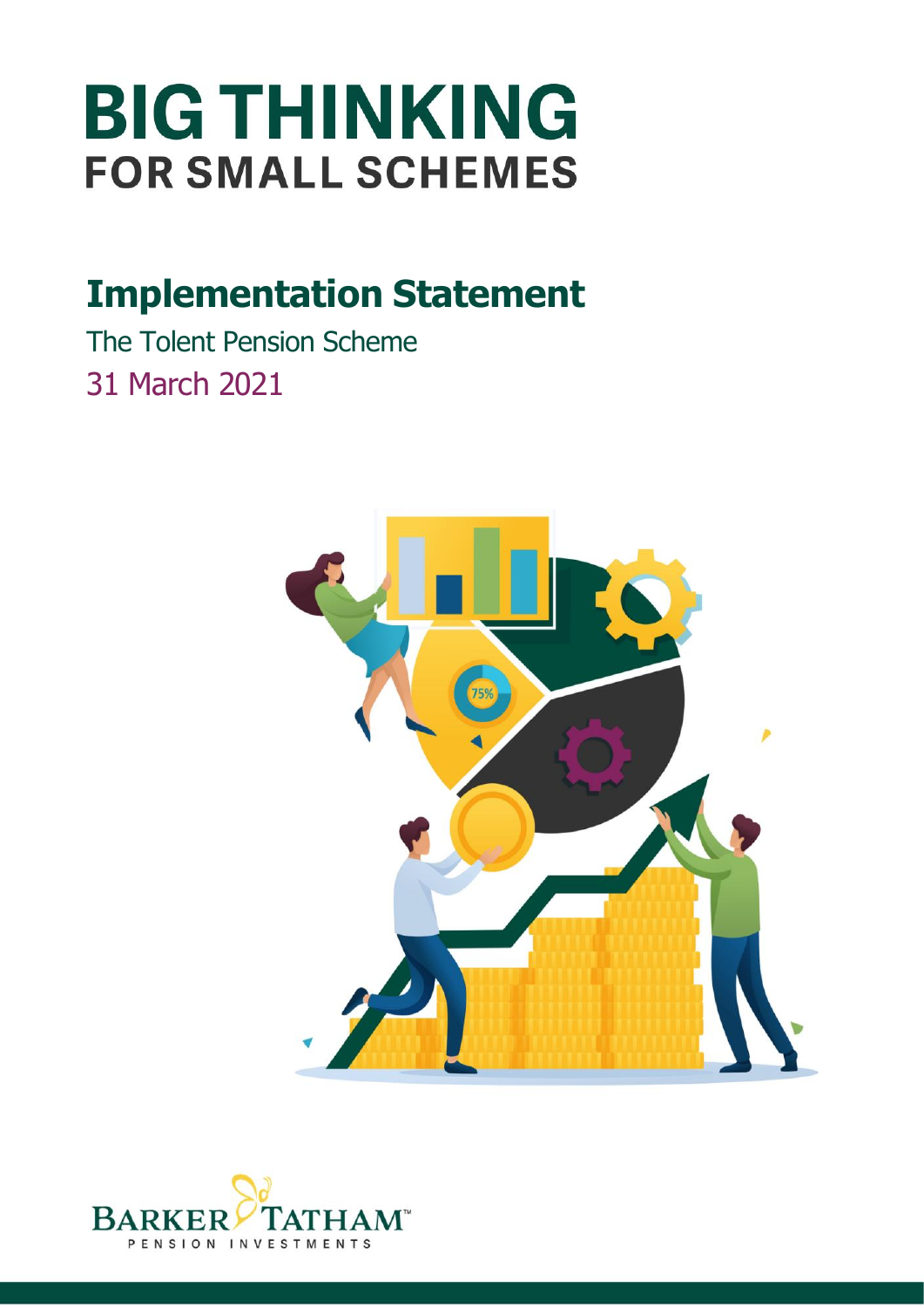# BIG THINKING
## FOR SMALL SCHEMES

# Implementation Statement

The Tolent Pension Scheme

31 March 2021

BARKER TATHAM™
PENSION INVESTMENTS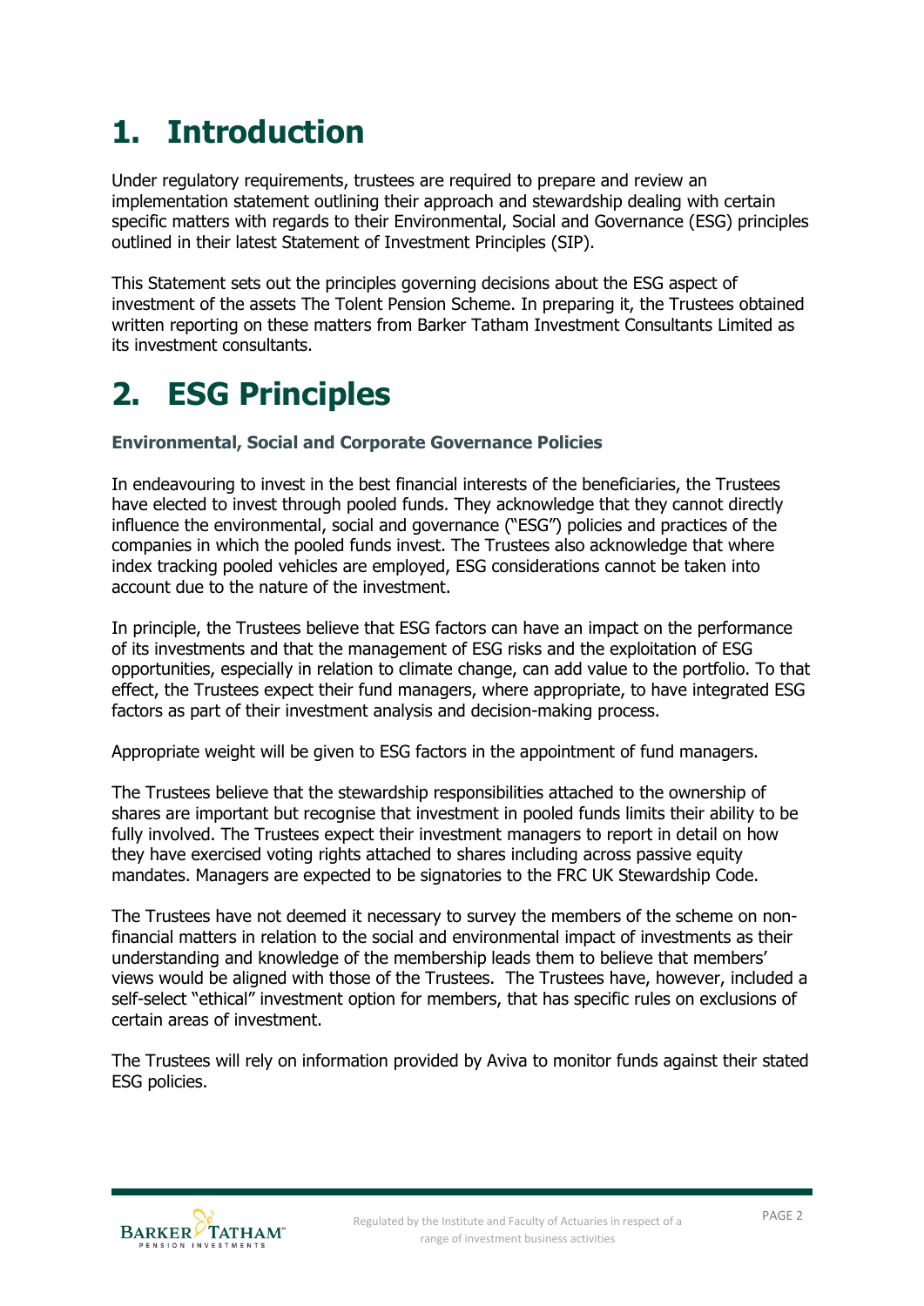# 1. Introduction

Under regulatory requirements, trustees are required to prepare and review an implementation statement outlining their approach and stewardship dealing with certain specific matters with regards to their Environmental, Social and Governance (ESG) principles outlined in their latest Statement of Investment Principles (SIP).

This Statement sets out the principles governing decisions about the ESG aspect of investment of the assets The Tolent Pension Scheme. In preparing it, the Trustees obtained written reporting on these matters from Barker Tatham Investment Consultants Limited as its investment consultants.

# 2. ESG Principles

### Environmental, Social and Corporate Governance Policies

In endeavouring to invest in the best financial interests of the beneficiaries, the Trustees have elected to invest through pooled funds. They acknowledge that they cannot directly influence the environmental, social and governance ("ESG") policies and practices of the companies in which the pooled funds invest. The Trustees also acknowledge that where index tracking pooled vehicles are employed, ESG considerations cannot be taken into account due to the nature of the investment.

In principle, the Trustees believe that ESG factors can have an impact on the performance of its investments and that the management of ESG risks and the exploitation of ESG opportunities, especially in relation to climate change, can add value to the portfolio. To that effect, the Trustees expect their fund managers, where appropriate, to have integrated ESG factors as part of their investment analysis and decision-making process.

Appropriate weight will be given to ESG factors in the appointment of fund managers.

The Trustees believe that the stewardship responsibilities attached to the ownership of shares are important but recognise that investment in pooled funds limits their ability to be fully involved. The Trustees expect their investment managers to report in detail on how they have exercised voting rights attached to shares including across passive equity mandates. Managers are expected to be signatories to the FRC UK Stewardship Code.

The Trustees have not deemed it necessary to survey the members of the scheme on non-financial matters in relation to the social and environmental impact of investments as their understanding and knowledge of the membership leads them to believe that members' views would be aligned with those of the Trustees. The Trustees have, however, included a self-select "ethical" investment option for members, that has specific rules on exclusions of certain areas of investment.

The Trustees will rely on information provided by Aviva to monitor funds against their stated ESG policies.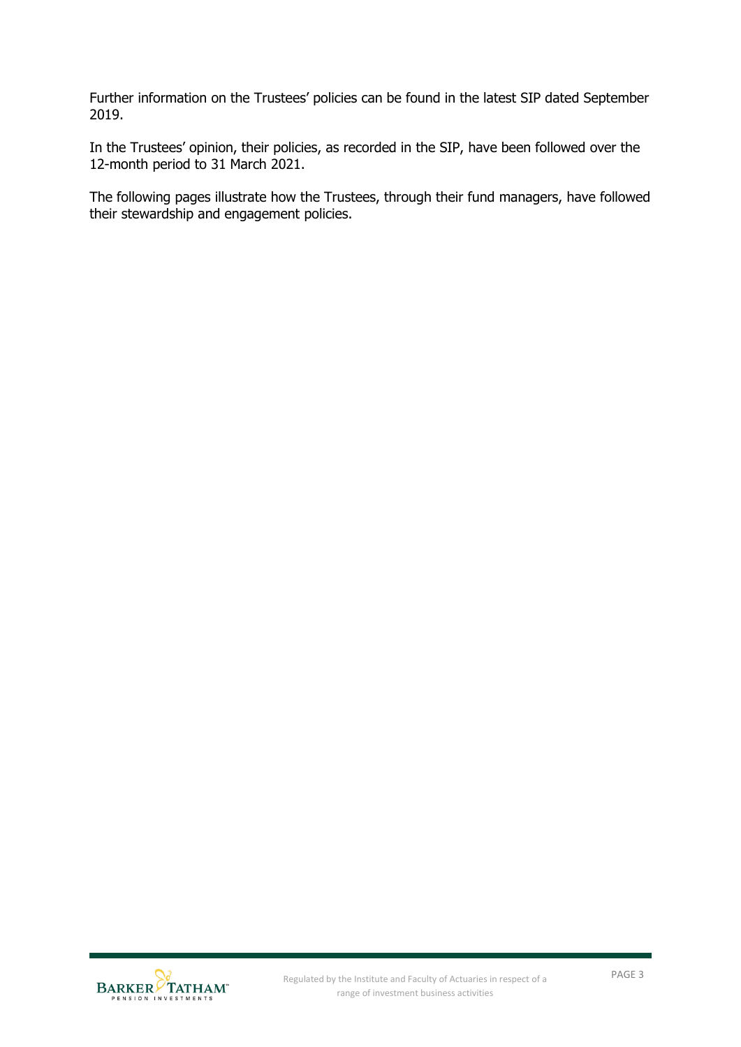Further information on the Trustees' policies can be found in the latest SIP dated September 2019.

In the Trustees' opinion, their policies, as recorded in the SIP, have been followed over the 12-month period to 31 March 2021.

The following pages illustrate how the Trustees, through their fund managers, have followed their stewardship and engagement policies.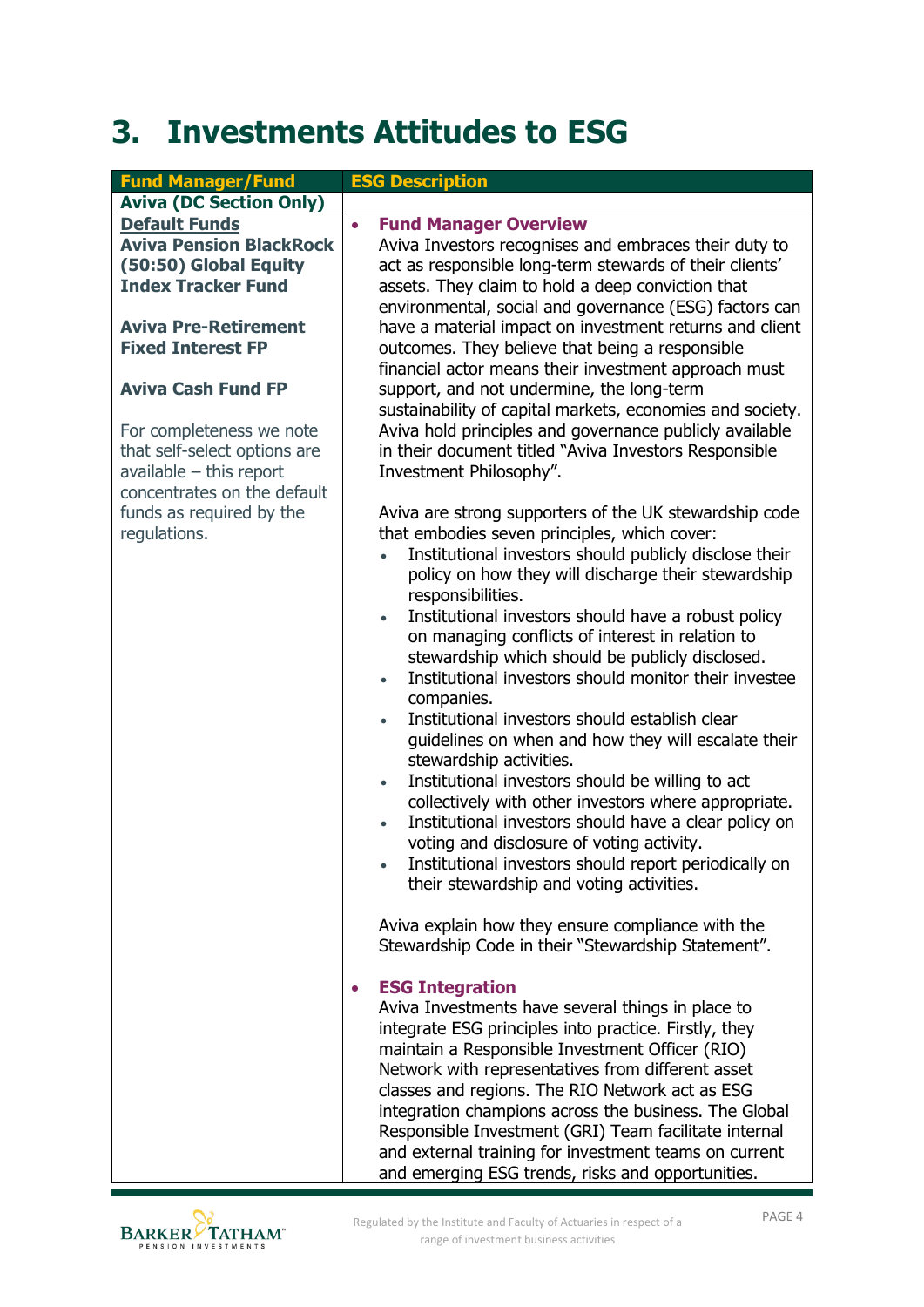# 3. Investments Attitudes to ESG

| Fund Manager/Fund | ESG Description |
|---|---|
| **Aviva (DC Section Only)** | |
| **Default Funds**<br>**Aviva Pension BlackRock (50:50) Global Equity Index Tracker Fund**<br><br>**Aviva Pre-Retirement Fixed Interest FP**<br><br>**Aviva Cash Fund FP**<br><br>For completeness we note that self-select options are available – this report concentrates on the default funds as required by the regulations. | • **Fund Manager Overview**<br>Aviva Investors recognises and embraces their duty to act as responsible long-term stewards of their clients' assets. They claim to hold a deep conviction that environmental, social and governance (ESG) factors can have a material impact on investment returns and client outcomes. They believe that being a responsible financial actor means their investment approach must support, and not undermine, the long-term sustainability of capital markets, economies and society. Aviva hold principles and governance publicly available in their document titled "Aviva Investors Responsible Investment Philosophy".<br><br>Aviva are strong supporters of the UK stewardship code that embodies seven principles, which cover:<br>• Institutional investors should publicly disclose their policy on how they will discharge their stewardship responsibilities.<br>• Institutional investors should have a robust policy on managing conflicts of interest in relation to stewardship which should be publicly disclosed.<br>• Institutional investors should monitor their investee companies.<br>• Institutional investors should establish clear guidelines on when and how they will escalate their stewardship activities.<br>• Institutional investors should be willing to act collectively with other investors where appropriate.<br>• Institutional investors should have a clear policy on voting and disclosure of voting activity.<br>• Institutional investors should report periodically on their stewardship and voting activities.<br><br>Aviva explain how they ensure compliance with the Stewardship Code in their "Stewardship Statement".<br><br>• **ESG Integration**<br>Aviva Investments have several things in place to integrate ESG principles into practice. Firstly, they maintain a Responsible Investment Officer (RIO) Network with representatives from different asset classes and regions. The RIO Network act as ESG integration champions across the business. The Global Responsible Investment (GRI) Team facilitate internal and external training for investment teams on current and emerging ESG trends, risks and opportunities. |

Regulated by the Institute and Faculty of Actuaries in respect of a range of investment business activities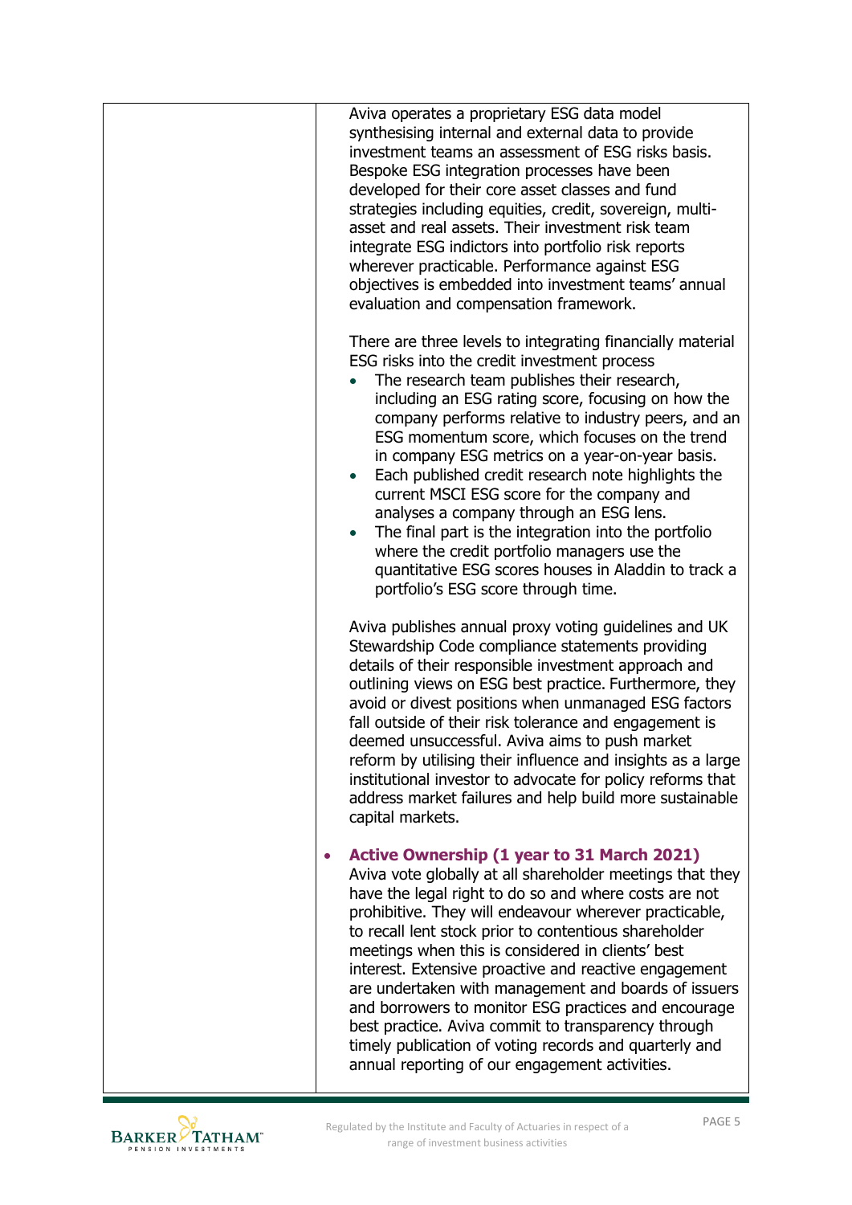| | |
|---|---|
| | Aviva operates a proprietary ESG data model synthesising internal and external data to provide investment teams an assessment of ESG risks basis. Bespoke ESG integration processes have been developed for their core asset classes and fund strategies including equities, credit, sovereign, multi-asset and real assets. Their investment risk team integrate ESG indictors into portfolio risk reports wherever practicable. Performance against ESG objectives is embedded into investment teams' annual evaluation and compensation framework.<br><br>There are three levels to integrating financially material ESG risks into the credit investment process<br>• The research team publishes their research, including an ESG rating score, focusing on how the company performs relative to industry peers, and an ESG momentum score, which focuses on the trend in company ESG metrics on a year-on-year basis.<br>• Each published credit research note highlights the current MSCI ESG score for the company and analyses a company through an ESG lens.<br>• The final part is the integration into the portfolio where the credit portfolio managers use the quantitative ESG scores houses in Aladdin to track a portfolio's ESG score through time.<br><br>Aviva publishes annual proxy voting guidelines and UK Stewardship Code compliance statements providing details of their responsible investment approach and outlining views on ESG best practice. Furthermore, they avoid or divest positions when unmanaged ESG factors fall outside of their risk tolerance and engagement is deemed unsuccessful. Aviva aims to push market reform by utilising their influence and insights as a large institutional investor to advocate for policy reforms that address market failures and help build more sustainable capital markets.<br><br>• **Active Ownership (1 year to 31 March 2021)**<br>Aviva vote globally at all shareholder meetings that they have the legal right to do so and where costs are not prohibitive. They will endeavour wherever practicable, to recall lent stock prior to contentious shareholder meetings when this is considered in clients' best interest. Extensive proactive and reactive engagement are undertaken with management and boards of issuers and borrowers to monitor ESG practices and encourage best practice. Aviva commit to transparency through timely publication of voting records and quarterly and annual reporting of our engagement activities. |

Regulated by the Institute and Faculty of Actuaries in respect of a range of investment business activities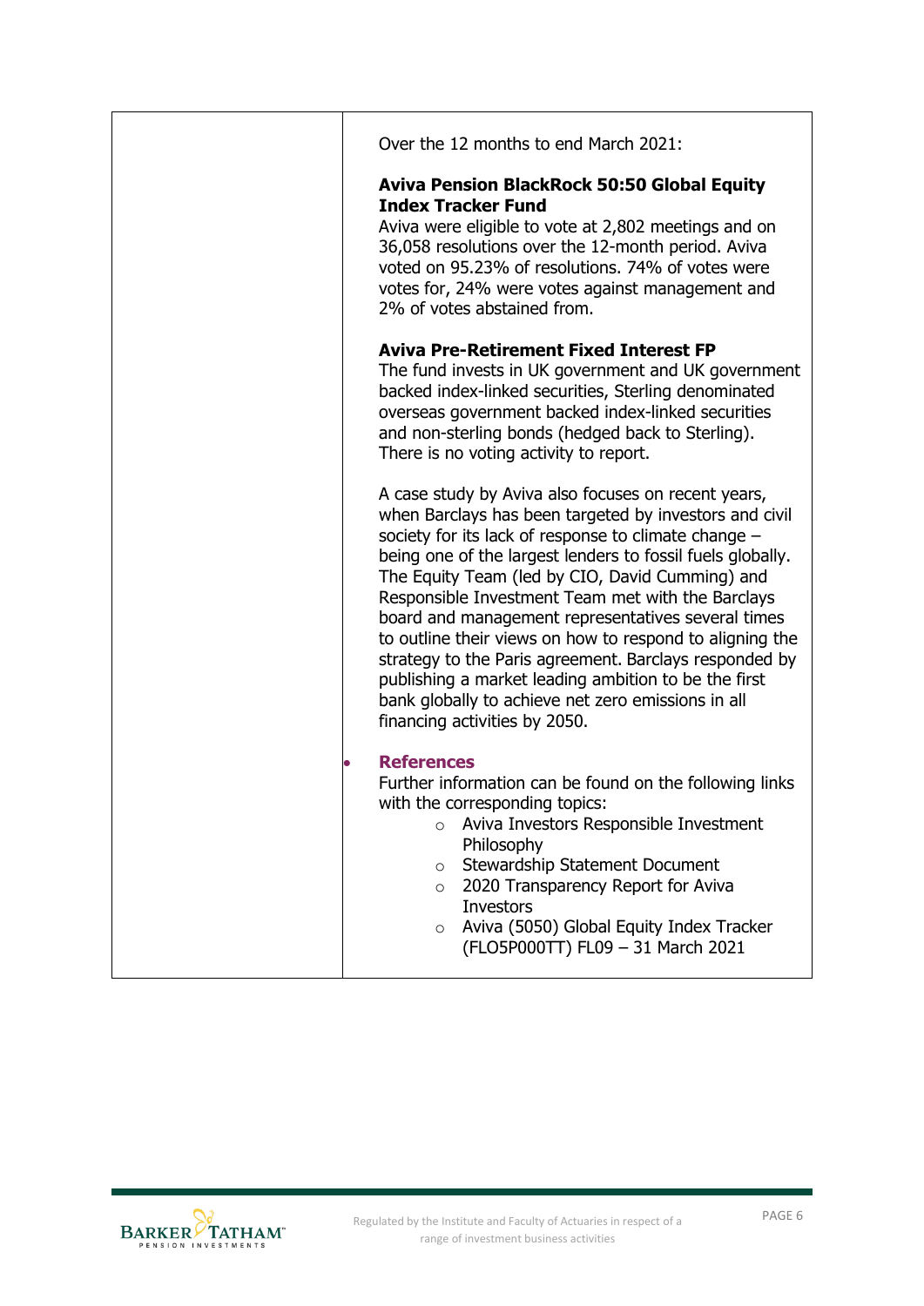| | |
|---|---|
| | Over the 12 months to end March 2021:<br><br>**Aviva Pension BlackRock 50:50 Global Equity Index Tracker Fund**<br>Aviva were eligible to vote at 2,802 meetings and on 36,058 resolutions over the 12-month period. Aviva voted on 95.23% of resolutions. 74% of votes were votes for, 24% were votes against management and 2% of votes abstained from.<br><br>**Aviva Pre-Retirement Fixed Interest FP**<br>The fund invests in UK government and UK government backed index-linked securities, Sterling denominated overseas government backed index-linked securities and non-sterling bonds (hedged back to Sterling). There is no voting activity to report.<br><br>A case study by Aviva also focuses on recent years, when Barclays has been targeted by investors and civil society for its lack of response to climate change – being one of the largest lenders to fossil fuels globally. The Equity Team (led by CIO, David Cumming) and Responsible Investment Team met with the Barclays board and management representatives several times to outline their views on how to respond to aligning the strategy to the Paris agreement. Barclays responded by publishing a market leading ambition to be the first bank globally to achieve net zero emissions in all financing activities by 2050.<br><br>• **References**<br>Further information can be found on the following links with the corresponding topics:<br>○ Aviva Investors Responsible Investment Philosophy<br>○ Stewardship Statement Document<br>○ 2020 Transparency Report for Aviva Investors<br>○ Aviva (5050) Global Equity Index Tracker (FLO5P000TT) FL09 – 31 March 2021 |

Regulated by the Institute and Faculty of Actuaries in respect of a range of investment business activities